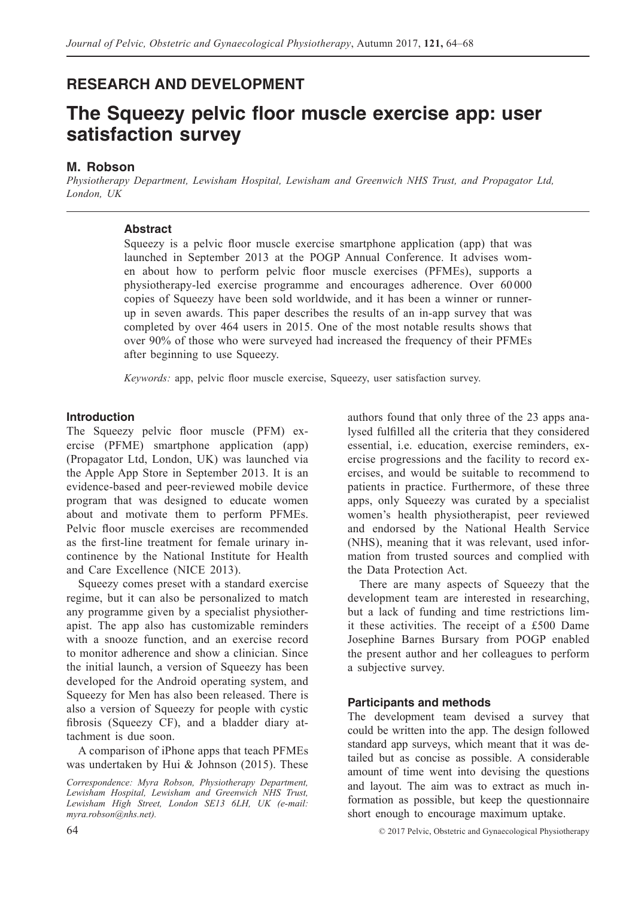## RESEARCH AND DEVELOPMENT

# The Squeezy pelvic floor muscle exercise app: user satisfaction survey

**M. Robson**

*Physiotherapy Department, Lewisham Hospital, Lewisham and Greenwich NHS Trust, and Propagator Ltd, London, UK*

### Abstract

Squeezy is a pelvic floor muscle exercise smartphone application (app) that was launched in September 2013 at the POGP Annual Conference. It advises women about how to perform pelvic floor muscle exercises (PFMEs), supports a physiotherapy-led exercise programme and encourages adherence. Over 60 000 copies of Squeezy have been sold worldwide, and it has been a winner or runner-up in seven awards. This paper describes the results of an in-app survey that was completed by over 464 users in 2015. One of the most notable results shows that over 90% of those who were surveyed had increased the frequency of their PFMEs after beginning to use Squeezy.

*Keywords:* app, pelvic floor muscle exercise, Squeezy, user satisfaction survey.

### Introduction

The Squeezy pelvic floor muscle (PFM) exercise (PFME) smartphone application (app) (Propagator Ltd, London, UK) was launched via the Apple App Store in September 2013. It is an evidence-based and peer-reviewed mobile device program that was designed to educate women about and motivate them to perform PFMEs. Pelvic floor muscle exercises are recommended as the first-line treatment for female urinary incontinence by the National Institute for Health and Care Excellence (NICE 2013).

Squeezy comes preset with a standard exercise regime, but it can also be personalized to match any programme given by a specialist physiotherapist. The app also has customizable reminders with a snooze function, and an exercise record to monitor adherence and show a clinician. Since the initial launch, a version of Squeezy has been developed for the Android operating system, and Squeezy for Men has also been released. There is also a version of Squeezy for people with cystic fibrosis (Squeezy CF), and a bladder diary attachment is due soon.

A comparison of iPhone apps that teach PFMEs was undertaken by Hui & Johnson (2015). These authors found that only three of the 23 apps analysed fulfilled all the criteria that they considered essential, i.e. education, exercise reminders, exercise progressions and the facility to record exercises, and would be suitable to recommend to patients in practice. Furthermore, of these three apps, only Squeezy was curated by a specialist women's health physiotherapist, peer reviewed and endorsed by the National Health Service (NHS), meaning that it was relevant, used information from trusted sources and complied with the Data Protection Act.

There are many aspects of Squeezy that the development team are interested in researching, but a lack of funding and time restrictions limit these activities. The receipt of a £500 Dame Josephine Barnes Bursary from POGP enabled the present author and her colleagues to perform a subjective survey.

*Correspondence: Myra Robson, Physiotherapy Department, Lewisham Hospital, Lewisham and Greenwich NHS Trust, Lewisham High Street, London SE13 6LH, UK (e-mail: myra.robson@nhs.net).*

### Participants and methods

The development team devised a survey that could be written into the app. The design followed standard app surveys, which meant that it was detailed but as concise as possible. A considerable amount of time went into devising the questions and layout. The aim was to extract as much information as possible, but keep the questionnaire short enough to encourage maximum uptake.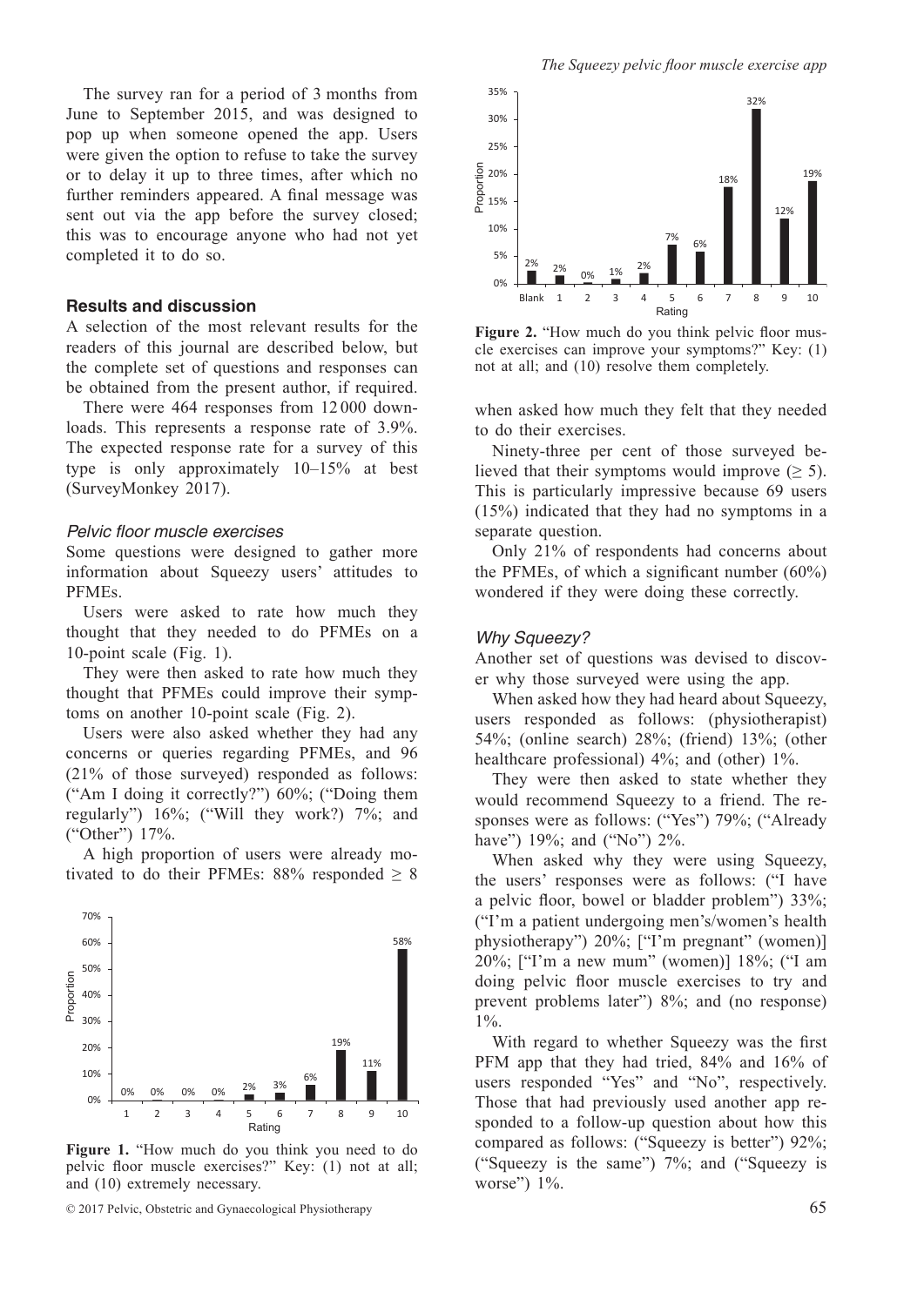The survey ran for a period of 3 months from June to September 2015, and was designed to pop up when someone opened the app. Users were given the option to refuse to take the survey or to delay it up to three times, after which no further reminders appeared. A final message was sent out via the app before the survey closed; this was to encourage anyone who had not yet completed it to do so.

## Results and discussion

A selection of the most relevant results for the readers of this journal are described below, but the complete set of questions and responses can be obtained from the present author, if required.

There were 464 responses from 12 000 downloads. This represents a response rate of 3.9%. The expected response rate for a survey of this type is only approximately 10–15% at best (SurveyMonkey 2017).

### *Pelvic floor muscle exercises*

Some questions were designed to gather more information about Squeezy users' attitudes to PFMEs.

Users were asked to rate how much they thought that they needed to do PFMEs on a 10-point scale (Fig. 1).

They were then asked to rate how much they thought that PFMEs could improve their symptoms on another 10-point scale (Fig. 2).

Users were also asked whether they had any concerns or queries regarding PFMEs, and 96 (21% of those surveyed) responded as follows: ("Am I doing it correctly?") 60%; ("Doing them regularly") 16%; ("Will they work?) 7%; and ("Other") 17%.

A high proportion of users were already motivated to do their PFMEs: 88% responded $\geq 8$ when asked how much they felt that they needed to do their exercises.

**Figure 1.** "How much do you think you need to do pelvic floor muscle exercises?" Key: (1) not at all; and (10) extremely necessary.

**Figure 2.** "How much do you think pelvic floor muscle exercises can improve your symptoms?" Key: (1) not at all; and (10) resolve them completely.

Ninety-three per cent of those surveyed believed that their symptoms would improve ($\geq 5$). This is particularly impressive because 69 users (15%) indicated that they had no symptoms in a separate question.

Only 21% of respondents had concerns about the PFMEs, of which a significant number (60%) wondered if they were doing these correctly.

### *Why Squeezy?*

Another set of questions was devised to discover why those surveyed were using the app.

When asked how they had heard about Squeezy, users responded as follows: (physiotherapist) 54%; (online search) 28%; (friend) 13%; (other healthcare professional) 4%; and (other) 1%.

They were then asked to state whether they would recommend Squeezy to a friend. The responses were as follows: ("Yes") 79%; ("Already have") 19%; and ("No") 2%.

When asked why they were using Squeezy, the users' responses were as follows: ("I have a pelvic floor, bowel or bladder problem") 33%; ("I'm a patient undergoing men's/women's health physiotherapy") 20%; ["I'm pregnant" (women)] 20%; ["I'm a new mum" (women)] 18%; ("I am doing pelvic floor muscle exercises to try and prevent problems later") 8%; and (no response) 1%.

With regard to whether Squeezy was the first PFM app that they had tried, 84% and 16% of users responded "Yes" and "No", respectively. Those that had previously used another app responded to a follow-up question about how this compared as follows: ("Squeezy is better") 92%; ("Squeezy is the same") 7%; and ("Squeezy is worse") 1%.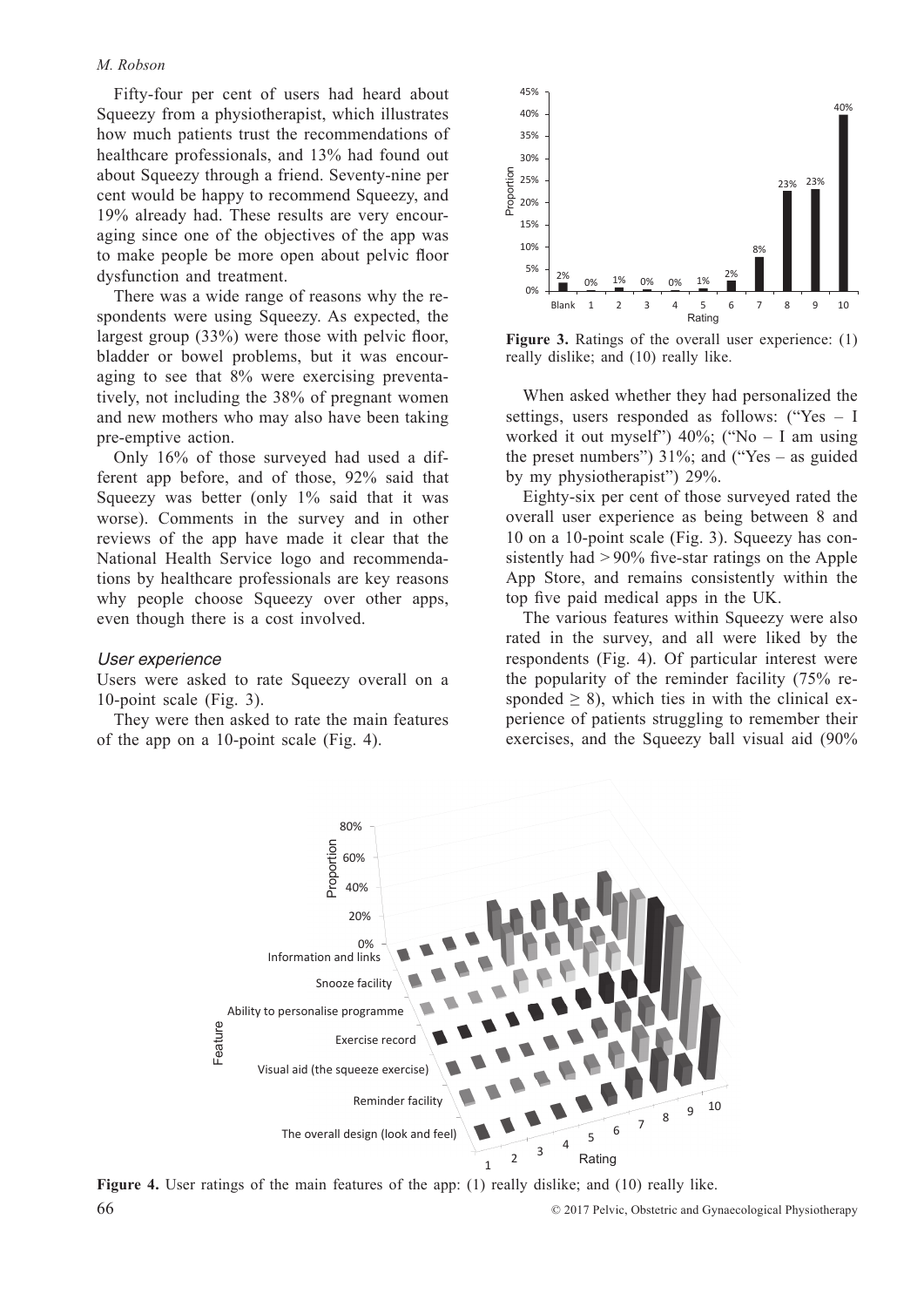Fifty-four per cent of users had heard about Squeezy from a physiotherapist, which illustrates how much patients trust the recommendations of healthcare professionals, and 13% had found out about Squeezy through a friend. Seventy-nine per cent would be happy to recommend Squeezy, and 19% already had. These results are very encouraging since one of the objectives of the app was to make people be more open about pelvic floor dysfunction and treatment.

There was a wide range of reasons why the respondents were using Squeezy. As expected, the largest group (33%) were those with pelvic floor, bladder or bowel problems, but it was encouraging to see that 8% were exercising preventatively, not including the 38% of pregnant women and new mothers who may also have been taking pre-emptive action.

Only 16% of those surveyed had used a different app before, and of those, 92% said that Squeezy was better (only 1% said that it was worse). Comments in the survey and in other reviews of the app have made it clear that the National Health Service logo and recommendations by healthcare professionals are key reasons why people choose Squeezy over other apps, even though there is a cost involved.

### *User experience*

Users were asked to rate Squeezy overall on a 10-point scale (Fig. 3).

They were then asked to rate the main features of the app on a 10-point scale (Fig. 4).

**Figure 3.** Ratings of the overall user experience: (1) really dislike; and (10) really like.

When asked whether they had personalized the settings, users responded as follows: ("Yes – I worked it out myself") 40%; ("No – I am using the preset numbers") 31%; and ("Yes – as guided by my physiotherapist") 29%.

Eighty-six per cent of those surveyed rated the overall user experience as being between 8 and 10 on a 10-point scale (Fig. 3). Squeezy has consistently had > 90% five-star ratings on the Apple App Store, and remains consistently within the top five paid medical apps in the UK.

The various features within Squeezy were also rated in the survey, and all were liked by the respondents (Fig. 4). Of particular interest were the popularity of the reminder facility (75% responded $\geq 8$), which ties in with the clinical experience of patients struggling to remember their exercises, and the Squeezy ball visual aid (90%

**Figure 4.** User ratings of the main features of the app: (1) really dislike; and (10) really like.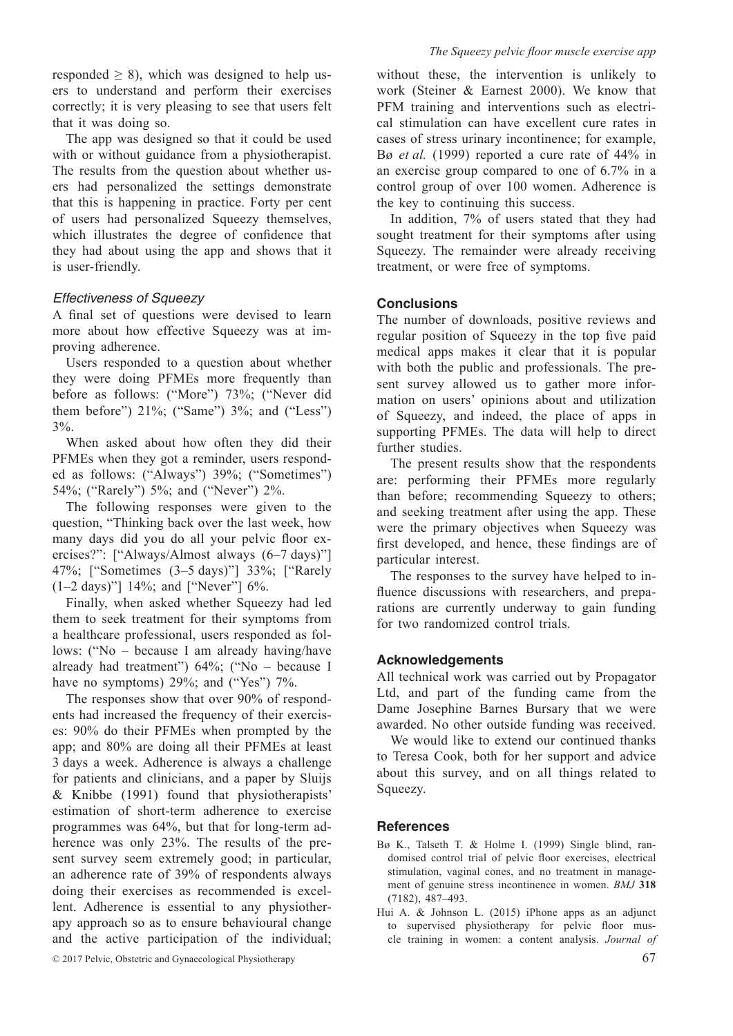responded $\geq 8$), which was designed to help users to understand and perform their exercises correctly; it is very pleasing to see that users felt that it was doing so.

The app was designed so that it could be used with or without guidance from a physiotherapist. The results from the question about whether users had personalized the settings demonstrate that this is happening in practice. Forty per cent of users had personalized Squeezy themselves, which illustrates the degree of confidence that they had about using the app and shows that it is user-friendly.

### *Effectiveness of Squeezy*

A final set of questions were devised to learn more about how effective Squeezy was at improving adherence.

Users responded to a question about whether they were doing PFMEs more frequently than before as follows: ("More") 73%; ("Never did them before") 21%; ("Same") 3%; and ("Less") 3%.

When asked about how often they did their PFMEs when they got a reminder, users responded as follows: ("Always") 39%; ("Sometimes") 54%; ("Rarely") 5%; and ("Never") 2%.

The following responses were given to the question, "Thinking back over the last week, how many days did you do all your pelvic floor exercises?": ["Always/Almost always (6–7 days)"] 47%; ["Sometimes (3–5 days)"] 33%; ["Rarely (1–2 days)"] 14%; and ["Never"] 6%.

Finally, when asked whether Squeezy had led them to seek treatment for their symptoms from a healthcare professional, users responded as follows: ("No – because I am already having/have already had treatment") 64%; ("No – because I have no symptoms) 29%; and ("Yes") 7%.

The responses show that over 90% of respondents had increased the frequency of their exercises: 90% do their PFMEs when prompted by the app; and 80% are doing all their PFMEs at least 3 days a week. Adherence is always a challenge for patients and clinicians, and a paper by Sluijs & Knibbe (1991) found that physiotherapists' estimation of short-term adherence to exercise programmes was 64%, but that for long-term adherence was only 23%. The results of the present survey seem extremely good; in particular, an adherence rate of 39% of respondents always doing their exercises as recommended is excellent. Adherence is essential to any physiotherapy approach so as to ensure behavioural change and the active participation of the individual; without these, the intervention is unlikely to work (Steiner & Earnest 2000). We know that PFM training and interventions such as electrical stimulation can have excellent cure rates in cases of stress urinary incontinence; for example, Bø *et al.* (1999) reported a cure rate of 44% in an exercise group compared to one of 6.7% in a control group of over 100 women. Adherence is the key to continuing this success.

In addition, 7% of users stated that they had sought treatment for their symptoms after using Squeezy. The remainder were already receiving treatment, or were free of symptoms.

## Conclusions

The number of downloads, positive reviews and regular position of Squeezy in the top five paid medical apps makes it clear that it is popular with both the public and professionals. The present survey allowed us to gather more information on users' opinions about and utilization of Squeezy, and indeed, the place of apps in supporting PFMEs. The data will help to direct further studies.

The present results show that the respondents are: performing their PFMEs more regularly than before; recommending Squeezy to others; and seeking treatment after using the app. These were the primary objectives when Squeezy was first developed, and hence, these findings are of particular interest.

The responses to the survey have helped to influence discussions with researchers, and preparations are currently underway to gain funding for two randomized control trials.

## Acknowledgements

All technical work was carried out by Propagator Ltd, and part of the funding came from the Dame Josephine Barnes Bursary that we were awarded. No other outside funding was received.

We would like to extend our continued thanks to Teresa Cook, both for her support and advice about this survey, and on all things related to Squeezy.

## References

Bø K., Talseth T. & Holme I. (1999) Single blind, randomised control trial of pelvic floor exercises, electrical stimulation, vaginal cones, and no treatment in management of genuine stress incontinence in women. *BMJ* **318** (7182), 487–493.

Hui A. & Johnson L. (2015) iPhone apps as an adjunct to supervised physiotherapy for pelvic floor muscle training in women: a content analysis. *Journal of*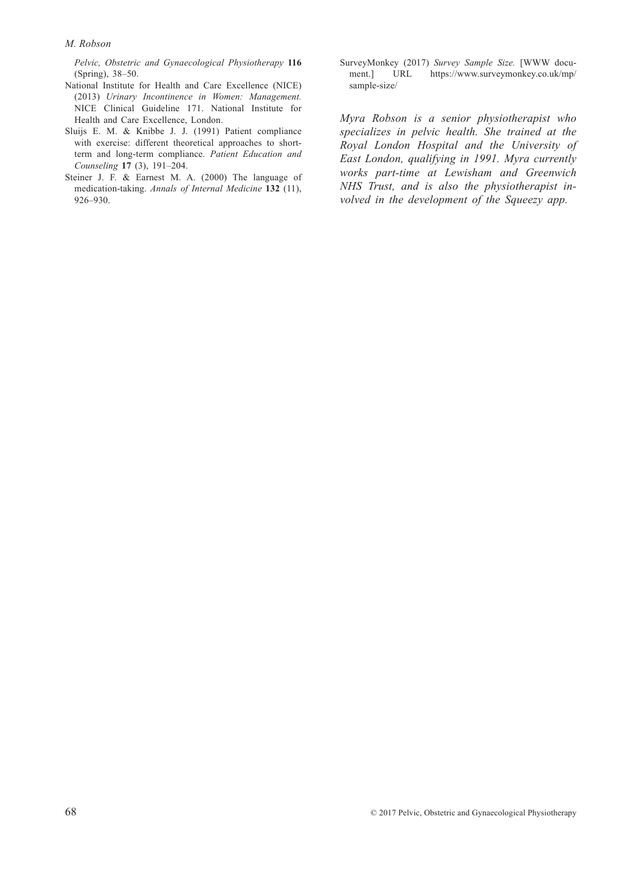*Pelvic, Obstetric and Gynaecological Physiotherapy* **116** (Spring), 38–50.

National Institute for Health and Care Excellence (NICE) (2013) *Urinary Incontinence in Women: Management.* NICE Clinical Guideline 171. National Institute for Health and Care Excellence, London.

Sluijs E. M. & Knibbe J. J. (1991) Patient compliance with exercise: different theoretical approaches to short-term and long-term compliance. *Patient Education and Counseling* **17** (3), 191–204.

Steiner J. F. & Earnest M. A. (2000) The language of medication-taking. *Annals of Internal Medicine* **132** (11), 926–930.

SurveyMonkey (2017) *Survey Sample Size.* [WWW document.] URL https://www.surveymonkey.co.uk/mp/sample-size/

*Myra Robson is a senior physiotherapist who specializes in pelvic health. She trained at the Royal London Hospital and the University of East London, qualifying in 1991. Myra currently works part-time at Lewisham and Greenwich NHS Trust, and is also the physiotherapist involved in the development of the Squeezy app.*